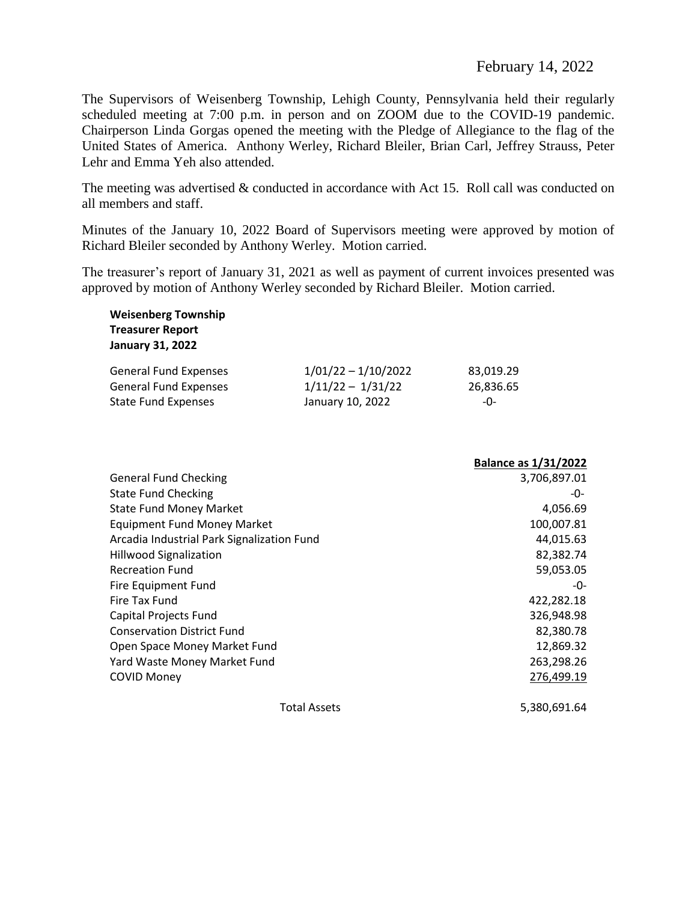February 14, 2022

The Supervisors of Weisenberg Township, Lehigh County, Pennsylvania held their regularly scheduled meeting at 7:00 p.m. in person and on ZOOM due to the COVID-19 pandemic. Chairperson Linda Gorgas opened the meeting with the Pledge of Allegiance to the flag of the United States of America. Anthony Werley, Richard Bleiler, Brian Carl, Jeffrey Strauss, Peter Lehr and Emma Yeh also attended.

The meeting was advertised & conducted in accordance with Act 15. Roll call was conducted on all members and staff.

Minutes of the January 10, 2022 Board of Supervisors meeting were approved by motion of Richard Bleiler seconded by Anthony Werley. Motion carried.

The treasurer's report of January 31, 2021 as well as payment of current invoices presented was approved by motion of Anthony Werley seconded by Richard Bleiler. Motion carried.

**Weisenberg Township**
**Treasurer Report**
**January 31, 2022**

| | | |
|---|---|---|
| General Fund Expenses | 1/01/22 – 1/10/2022 | 83,019.29 |
| General Fund Expenses | 1/11/22 – 1/31/22 | 26,836.65 |
| State Fund Expenses | January 10, 2022 | -0- |

| | **Balance as 1/31/2022** |
|---|---|
| General Fund Checking | 3,706,897.01 |
| State Fund Checking | -0- |
| State Fund Money Market | 4,056.69 |
| Equipment Fund Money Market | 100,007.81 |
| Arcadia Industrial Park Signalization Fund | 44,015.63 |
| Hillwood Signalization | 82,382.74 |
| Recreation Fund | 59,053.05 |
| Fire Equipment Fund | -0- |
| Fire Tax Fund | 422,282.18 |
| Capital Projects Fund | 326,948.98 |
| Conservation District Fund | 82,380.78 |
| Open Space Money Market Fund | 12,869.32 |
| Yard Waste Money Market Fund | 263,298.26 |
| COVID Money | 276,499.19 |
| Total Assets | 5,380,691.64 |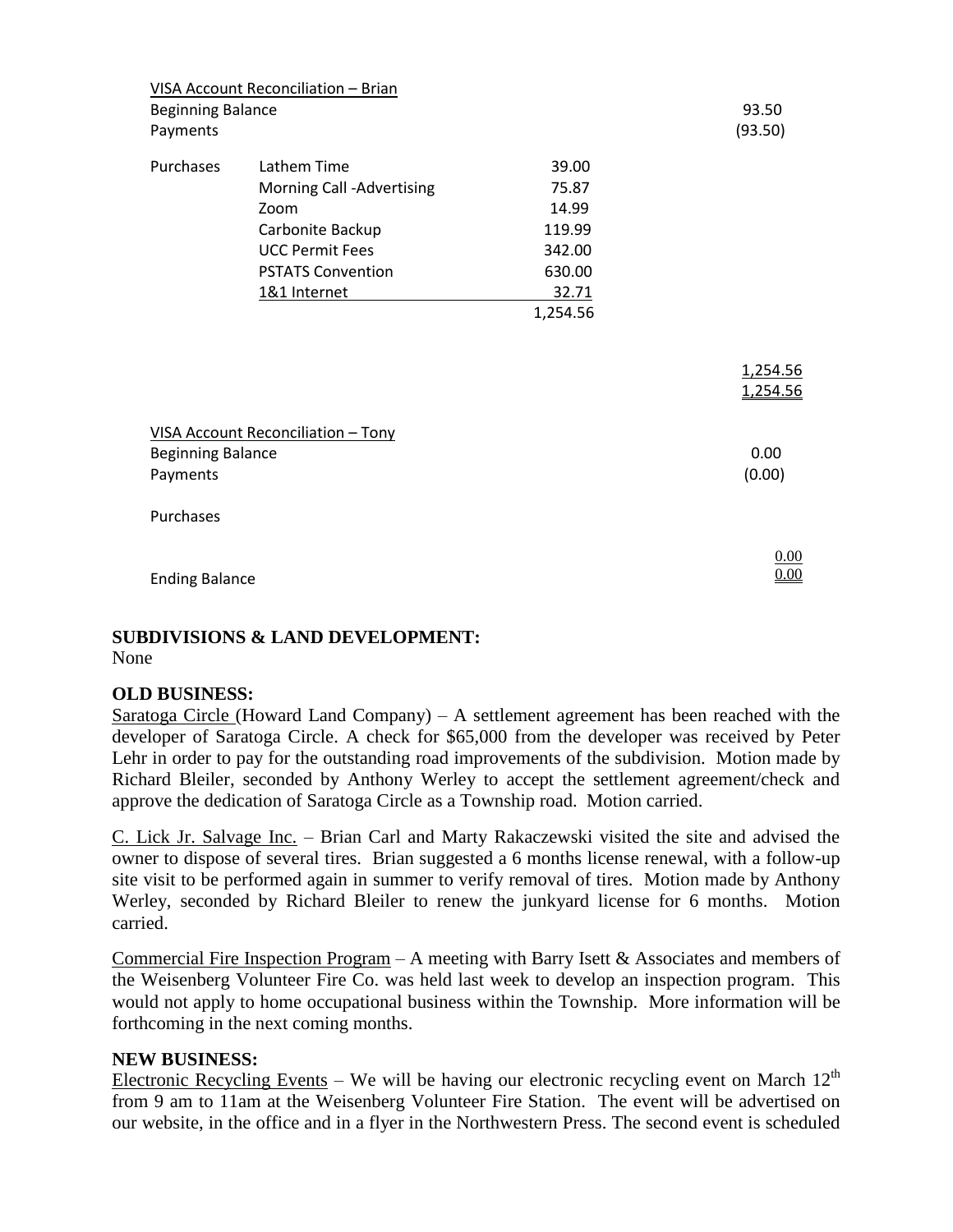VISA Account Reconciliation – Brian

| | | | |
|---|---|---|---|
| Beginning Balance | | | 93.50 |
| Payments | | | (93.50) |
| Purchases | Lathem Time | 39.00 | |
| | Morning Call -Advertising | 75.87 | |
| | Zoom | 14.99 | |
| | Carbonite Backup | 119.99 | |
| | UCC Permit Fees | 342.00 | |
| | PSTATS Convention | 630.00 | |
| | 1&1 Internet | 32.71 | |
| | | 1,254.56 | |
| | | | 1,254.56 |
| | | | 1,254.56 |

VISA Account Reconciliation – Tony

| | | | |
|---|---|---|---|
| Beginning Balance | | | 0.00 |
| Payments | | | (0.00) |
| Purchases | | | |
| | | | 0.00 |
| Ending Balance | | | 0.00 |

**SUBDIVISIONS & LAND DEVELOPMENT:**
None

**OLD BUSINESS:**

Saratoga Circle (Howard Land Company) – A settlement agreement has been reached with the developer of Saratoga Circle. A check for $65,000 from the developer was received by Peter Lehr in order to pay for the outstanding road improvements of the subdivision. Motion made by Richard Bleiler, seconded by Anthony Werley to accept the settlement agreement/check and approve the dedication of Saratoga Circle as a Township road. Motion carried.

C. Lick Jr. Salvage Inc. – Brian Carl and Marty Rakaczewski visited the site and advised the owner to dispose of several tires. Brian suggested a 6 months license renewal, with a follow-up site visit to be performed again in summer to verify removal of tires. Motion made by Anthony Werley, seconded by Richard Bleiler to renew the junkyard license for 6 months. Motion carried.

Commercial Fire Inspection Program – A meeting with Barry Isett & Associates and members of the Weisenberg Volunteer Fire Co. was held last week to develop an inspection program. This would not apply to home occupational business within the Township. More information will be forthcoming in the next coming months.

**NEW BUSINESS:**

Electronic Recycling Events – We will be having our electronic recycling event on March 12th from 9 am to 11am at the Weisenberg Volunteer Fire Station. The event will be advertised on our website, in the office and in a flyer in the Northwestern Press. The second event is scheduled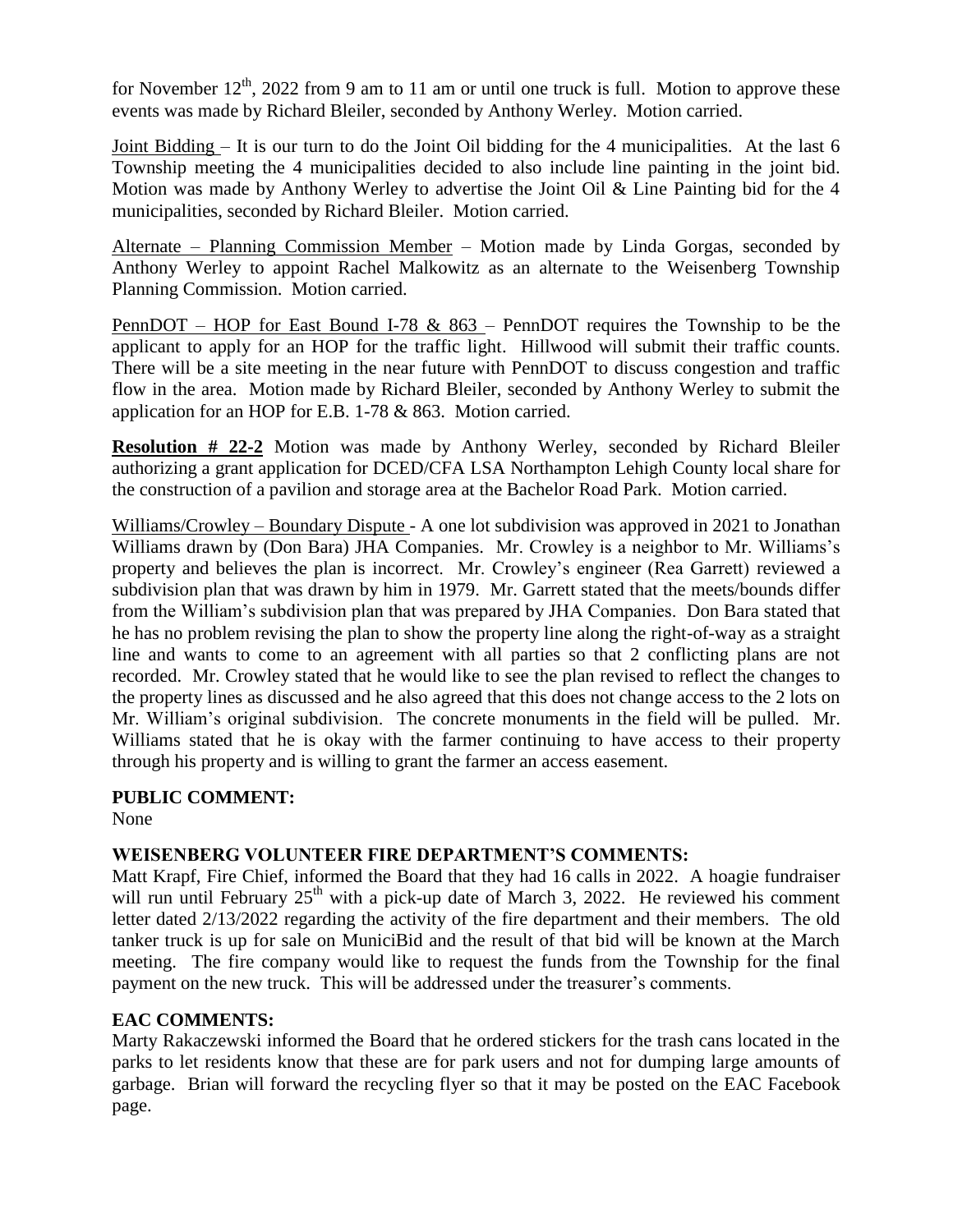for November 12th, 2022 from 9 am to 11 am or until one truck is full. Motion to approve these events was made by Richard Bleiler, seconded by Anthony Werley. Motion carried.

Joint Bidding – It is our turn to do the Joint Oil bidding for the 4 municipalities. At the last 6 Township meeting the 4 municipalities decided to also include line painting in the joint bid. Motion was made by Anthony Werley to advertise the Joint Oil & Line Painting bid for the 4 municipalities, seconded by Richard Bleiler. Motion carried.

Alternate – Planning Commission Member – Motion made by Linda Gorgas, seconded by Anthony Werley to appoint Rachel Malkowitz as an alternate to the Weisenberg Township Planning Commission. Motion carried.

PennDOT – HOP for East Bound I-78 & 863 – PennDOT requires the Township to be the applicant to apply for an HOP for the traffic light. Hillwood will submit their traffic counts. There will be a site meeting in the near future with PennDOT to discuss congestion and traffic flow in the area. Motion made by Richard Bleiler, seconded by Anthony Werley to submit the application for an HOP for E.B. 1-78 & 863. Motion carried.

**Resolution # 22-2** Motion was made by Anthony Werley, seconded by Richard Bleiler authorizing a grant application for DCED/CFA LSA Northampton Lehigh County local share for the construction of a pavilion and storage area at the Bachelor Road Park. Motion carried.

Williams/Crowley – Boundary Dispute - A one lot subdivision was approved in 2021 to Jonathan Williams drawn by (Don Bara) JHA Companies. Mr. Crowley is a neighbor to Mr. Williams's property and believes the plan is incorrect. Mr. Crowley's engineer (Rea Garrett) reviewed a subdivision plan that was drawn by him in 1979. Mr. Garrett stated that the meets/bounds differ from the William's subdivision plan that was prepared by JHA Companies. Don Bara stated that he has no problem revising the plan to show the property line along the right-of-way as a straight line and wants to come to an agreement with all parties so that 2 conflicting plans are not recorded. Mr. Crowley stated that he would like to see the plan revised to reflect the changes to the property lines as discussed and he also agreed that this does not change access to the 2 lots on Mr. William's original subdivision. The concrete monuments in the field will be pulled. Mr. Williams stated that he is okay with the farmer continuing to have access to their property through his property and is willing to grant the farmer an access easement.

**PUBLIC COMMENT:**

None

**WEISENBERG VOLUNTEER FIRE DEPARTMENT'S COMMENTS:**

Matt Krapf, Fire Chief, informed the Board that they had 16 calls in 2022. A hoagie fundraiser will run until February 25th with a pick-up date of March 3, 2022. He reviewed his comment letter dated 2/13/2022 regarding the activity of the fire department and their members. The old tanker truck is up for sale on MuniciBid and the result of that bid will be known at the March meeting. The fire company would like to request the funds from the Township for the final payment on the new truck. This will be addressed under the treasurer's comments.

**EAC COMMENTS:**

Marty Rakaczewski informed the Board that he ordered stickers for the trash cans located in the parks to let residents know that these are for park users and not for dumping large amounts of garbage. Brian will forward the recycling flyer so that it may be posted on the EAC Facebook page.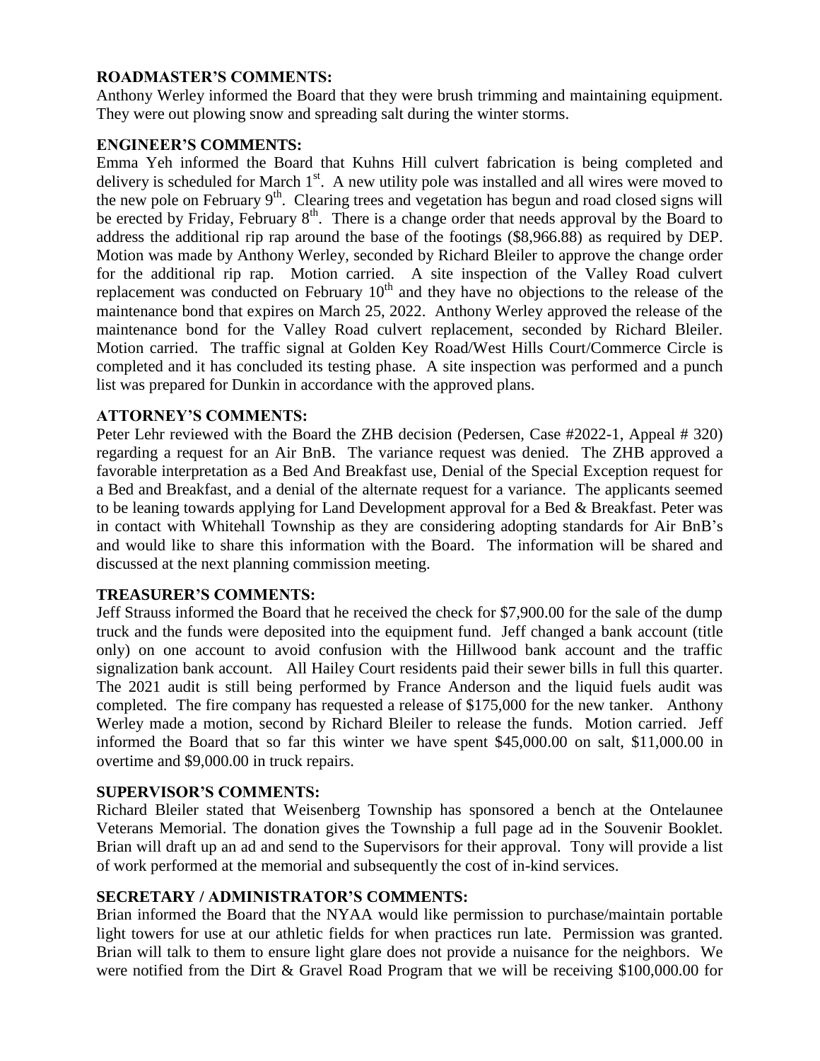**ROADMASTER'S COMMENTS:**

Anthony Werley informed the Board that they were brush trimming and maintaining equipment. They were out plowing snow and spreading salt during the winter storms.

**ENGINEER'S COMMENTS:**

Emma Yeh informed the Board that Kuhns Hill culvert fabrication is being completed and delivery is scheduled for March 1st. A new utility pole was installed and all wires were moved to the new pole on February 9th. Clearing trees and vegetation has begun and road closed signs will be erected by Friday, February 8th. There is a change order that needs approval by the Board to address the additional rip rap around the base of the footings ($8,966.88) as required by DEP. Motion was made by Anthony Werley, seconded by Richard Bleiler to approve the change order for the additional rip rap. Motion carried. A site inspection of the Valley Road culvert replacement was conducted on February 10th and they have no objections to the release of the maintenance bond that expires on March 25, 2022. Anthony Werley approved the release of the maintenance bond for the Valley Road culvert replacement, seconded by Richard Bleiler. Motion carried. The traffic signal at Golden Key Road/West Hills Court/Commerce Circle is completed and it has concluded its testing phase. A site inspection was performed and a punch list was prepared for Dunkin in accordance with the approved plans.

**ATTORNEY'S COMMENTS:**

Peter Lehr reviewed with the Board the ZHB decision (Pedersen, Case #2022-1, Appeal # 320) regarding a request for an Air BnB. The variance request was denied. The ZHB approved a favorable interpretation as a Bed And Breakfast use, Denial of the Special Exception request for a Bed and Breakfast, and a denial of the alternate request for a variance. The applicants seemed to be leaning towards applying for Land Development approval for a Bed & Breakfast. Peter was in contact with Whitehall Township as they are considering adopting standards for Air BnB's and would like to share this information with the Board. The information will be shared and discussed at the next planning commission meeting.

**TREASURER'S COMMENTS:**

Jeff Strauss informed the Board that he received the check for $7,900.00 for the sale of the dump truck and the funds were deposited into the equipment fund. Jeff changed a bank account (title only) on one account to avoid confusion with the Hillwood bank account and the traffic signalization bank account. All Hailey Court residents paid their sewer bills in full this quarter. The 2021 audit is still being performed by France Anderson and the liquid fuels audit was completed. The fire company has requested a release of $175,000 for the new tanker. Anthony Werley made a motion, second by Richard Bleiler to release the funds. Motion carried. Jeff informed the Board that so far this winter we have spent $45,000.00 on salt, $11,000.00 in overtime and $9,000.00 in truck repairs.

**SUPERVISOR'S COMMENTS:**

Richard Bleiler stated that Weisenberg Township has sponsored a bench at the Ontelaunee Veterans Memorial. The donation gives the Township a full page ad in the Souvenir Booklet. Brian will draft up an ad and send to the Supervisors for their approval. Tony will provide a list of work performed at the memorial and subsequently the cost of in-kind services.

**SECRETARY / ADMINISTRATOR'S COMMENTS:**

Brian informed the Board that the NYAA would like permission to purchase/maintain portable light towers for use at our athletic fields for when practices run late. Permission was granted. Brian will talk to them to ensure light glare does not provide a nuisance for the neighbors. We were notified from the Dirt & Gravel Road Program that we will be receiving $100,000.00 for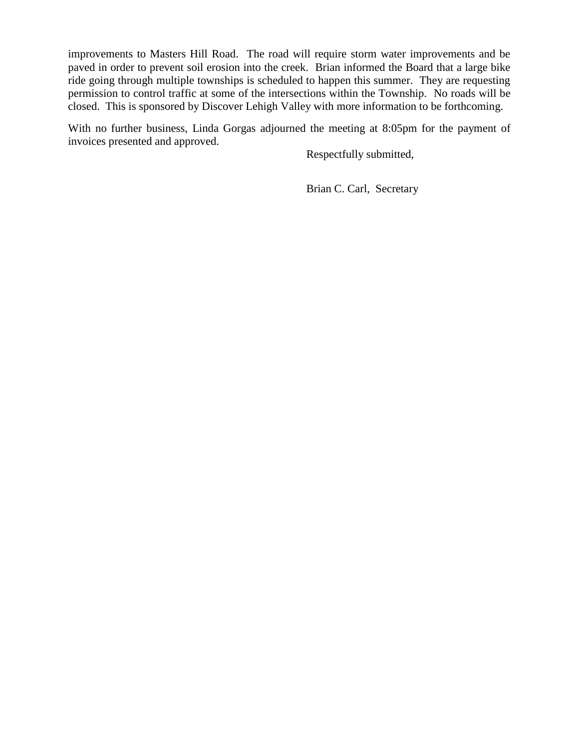improvements to Masters Hill Road. The road will require storm water improvements and be paved in order to prevent soil erosion into the creek. Brian informed the Board that a large bike ride going through multiple townships is scheduled to happen this summer. They are requesting permission to control traffic at some of the intersections within the Township. No roads will be closed. This is sponsored by Discover Lehigh Valley with more information to be forthcoming.

With no further business, Linda Gorgas adjourned the meeting at 8:05pm for the payment of invoices presented and approved.

Respectfully submitted,

Brian C. Carl, Secretary